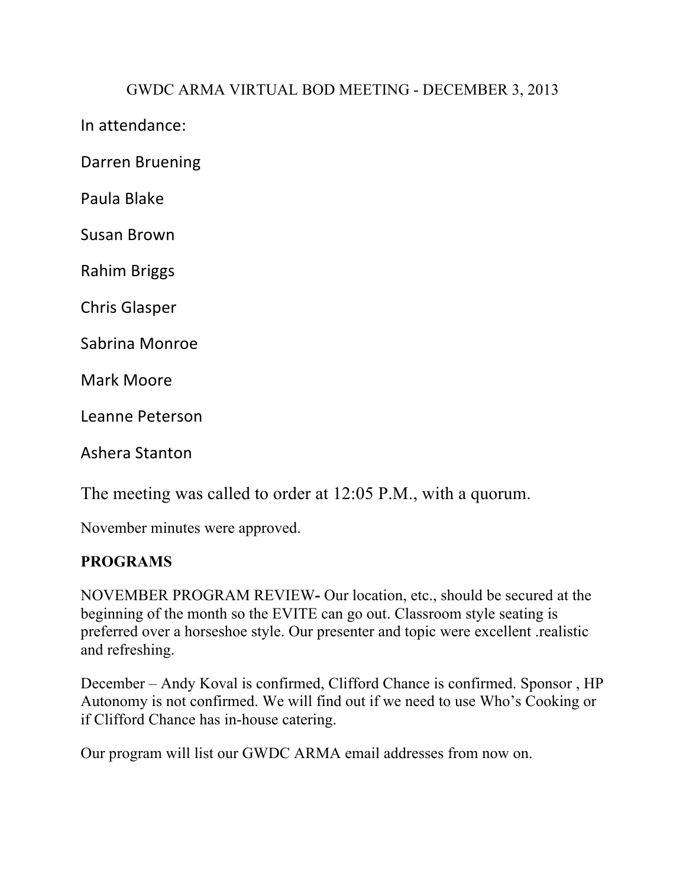# GWDC ARMA VIRTUAL BOD MEETING - DECEMBER 3, 2013

In attendance:

Darren Bruening

Paula Blake

Susan Brown

Rahim Briggs

Chris Glasper

Sabrina Monroe

Mark Moore

Leanne Peterson

Ashera Stanton

The meeting was called to order at 12:05 P.M., with a quorum.

November minutes were approved.

**PROGRAMS**

NOVEMBER PROGRAM REVIEW**-** Our location, etc., should be secured at the beginning of the month so the EVITE can go out. Classroom style seating is preferred over a horseshoe style. Our presenter and topic were excellent .realistic and refreshing.

December – Andy Koval is confirmed, Clifford Chance is confirmed. Sponsor , HP Autonomy is not confirmed. We will find out if we need to use Who's Cooking or if Clifford Chance has in-house catering.

Our program will list our GWDC ARMA email addresses from now on.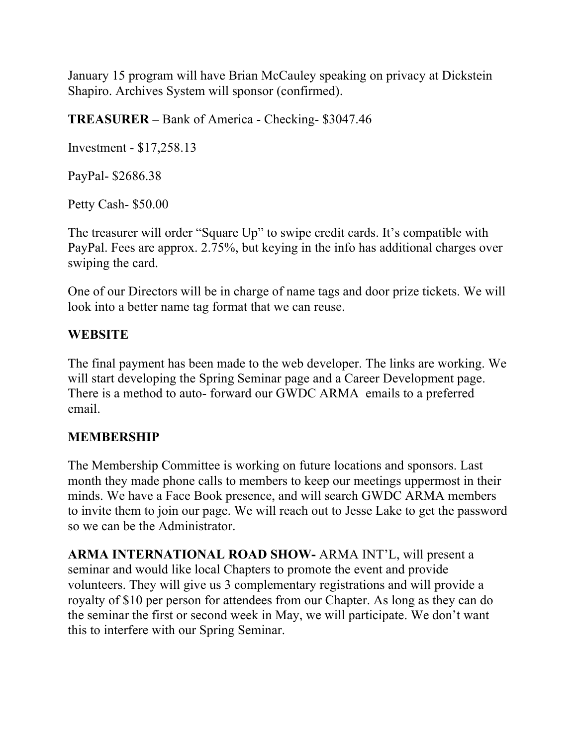January 15 program will have Brian McCauley speaking on privacy at Dickstein Shapiro. Archives System will sponsor (confirmed).

**TREASURER –** Bank of America - Checking- $3047.46

Investment - $17,258.13

PayPal- $2686.38

Petty Cash- $50.00

The treasurer will order "Square Up" to swipe credit cards. It's compatible with PayPal. Fees are approx. 2.75%, but keying in the info has additional charges over swiping the card.

One of our Directors will be in charge of name tags and door prize tickets. We will look into a better name tag format that we can reuse.

**WEBSITE**

The final payment has been made to the web developer. The links are working. We will start developing the Spring Seminar page and a Career Development page. There is a method to auto- forward our GWDC ARMA emails to a preferred email.

**MEMBERSHIP**

The Membership Committee is working on future locations and sponsors. Last month they made phone calls to members to keep our meetings uppermost in their minds. We have a Face Book presence, and will search GWDC ARMA members to invite them to join our page. We will reach out to Jesse Lake to get the password so we can be the Administrator.

**ARMA INTERNATIONAL ROAD SHOW-** ARMA INT'L, will present a seminar and would like local Chapters to promote the event and provide volunteers. They will give us 3 complementary registrations and will provide a royalty of $10 per person for attendees from our Chapter. As long as they can do the seminar the first or second week in May, we will participate. We don't want this to interfere with our Spring Seminar.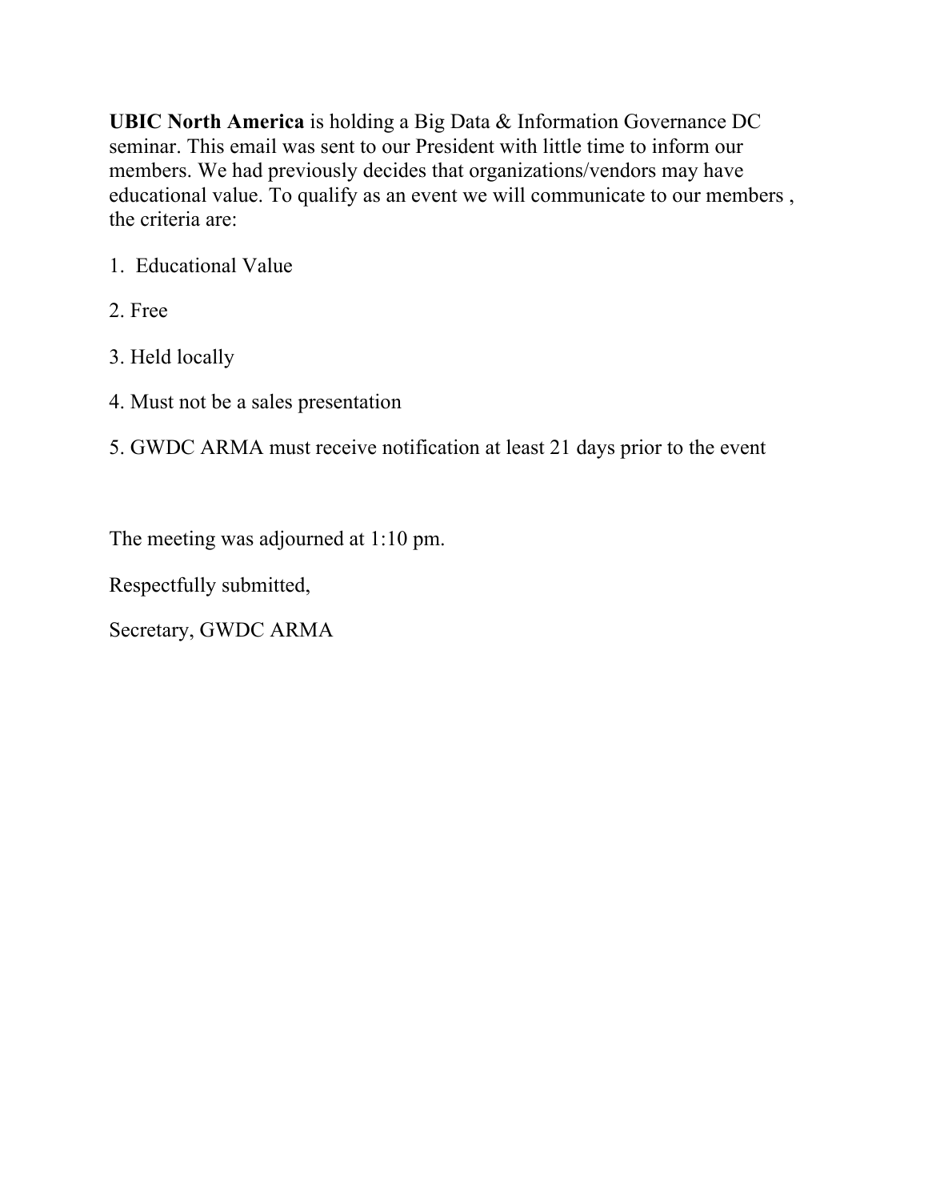**UBIC North America** is holding a Big Data & Information Governance DC seminar. This email was sent to our President with little time to inform our members. We had previously decides that organizations/vendors may have educational value. To qualify as an event we will communicate to our members , the criteria are:

1. Educational Value
2. Free
3. Held locally
4. Must not be a sales presentation
5. GWDC ARMA must receive notification at least 21 days prior to the event

The meeting was adjourned at 1:10 pm.

Respectfully submitted,

Secretary, GWDC ARMA